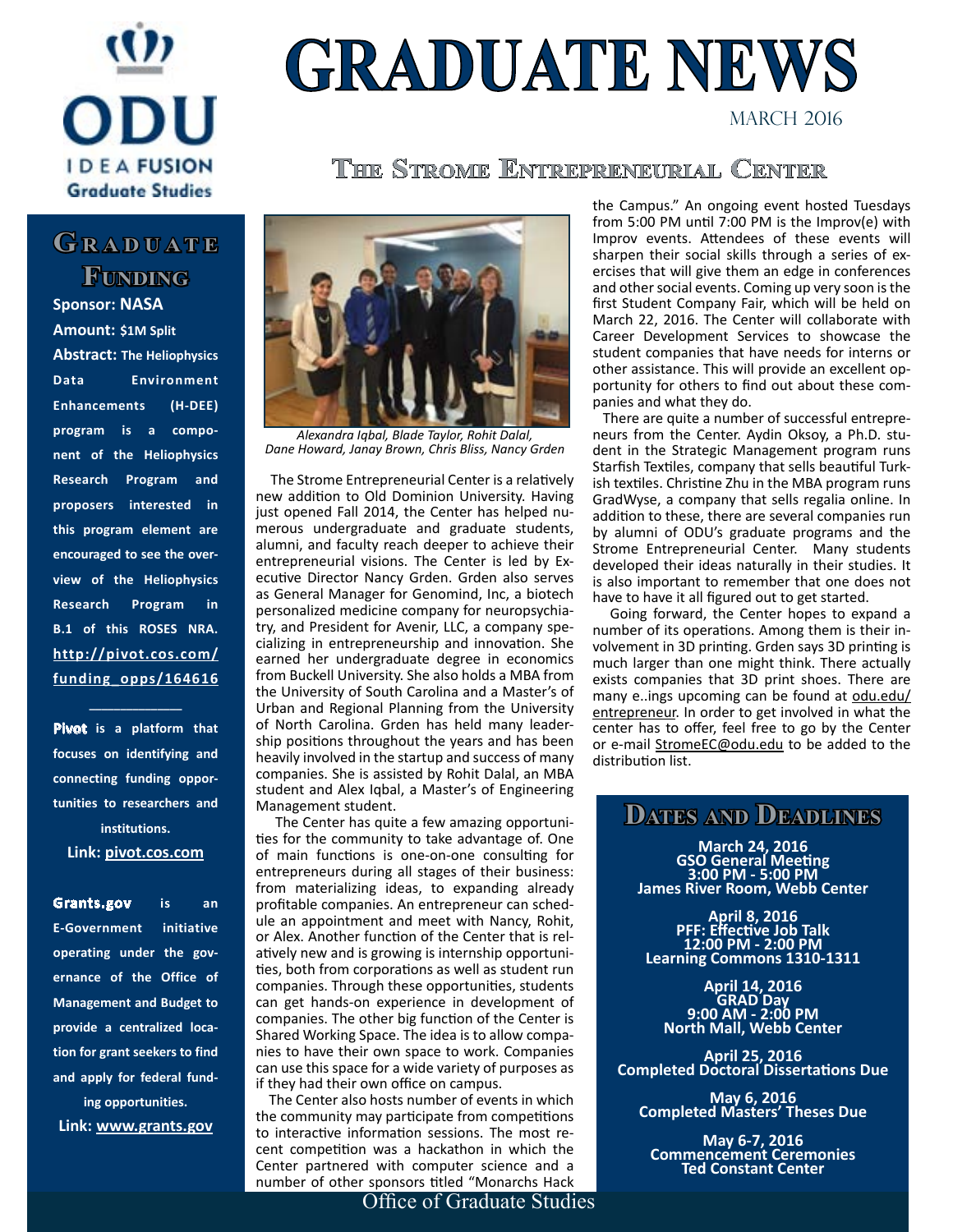# GRADUATE NEWS

March 2016

ODU IDEA FUSION Graduate Studies

## The Strome Entrepreneurial Center

*Alexandra Iqbal, Blade Taylor, Rohit Dalal, Dane Howard, Janay Brown, Chris Bliss, Nancy Grden*

The Strome Entrepreneurial Center is a relatively new addition to Old Dominion University. Having just opened Fall 2014, the Center has helped numerous undergraduate and graduate students, alumni, and faculty reach deeper to achieve their entrepreneurial visions. The Center is led by Executive Director Nancy Grden. Grden also serves as General Manager for Genomind, Inc, a biotech personalized medicine company for neuropsychiatry, and President for Avenir, LLC, a company specializing in entrepreneurship and innovation. She earned her undergraduate degree in economics from Buckell University. She also holds a MBA from the University of South Carolina and a Master's of Urban and Regional Planning from the University of North Carolina. Grden has held many leadership positions throughout the years and has been heavily involved in the startup and success of many companies. She is assisted by Rohit Dalal, an MBA student and Alex Iqbal, a Master's of Engineering Management student.

The Center has quite a few amazing opportunities for the community to take advantage of. One of main functions is one-on-one consulting for entrepreneurs during all stages of their business: from materializing ideas, to expanding already profitable companies. An entrepreneur can schedule an appointment and meet with Nancy, Rohit, or Alex. Another function of the Center that is relatively new and is growing is internship opportunities, both from corporations as well as student run companies. Through these opportunities, students can get hands-on experience in development of companies. The other big function of the Center is Shared Working Space. The idea is to allow companies to have their own space to work. Companies can use this space for a wide variety of purposes as if they had their own office on campus.

The Center also hosts number of events in which the community may participate from competitions to interactive information sessions. The most recent competition was a hackathon in which the Center partnered with computer science and a number of other sponsors titled "Monarchs Hack the Campus." An ongoing event hosted Tuesdays from 5:00 PM until 7:00 PM is the Improv(e) with Improv events. Attendees of these events will sharpen their social skills through a series of exercises that will give them an edge in conferences and other social events. Coming up very soon is the first Student Company Fair, which will be held on March 22, 2016. The Center will collaborate with Career Development Services to showcase the student companies that have needs for interns or other assistance. This will provide an excellent opportunity for others to find out about these companies and what they do.

There are quite a number of successful entrepreneurs from the Center. Aydin Oksoy, a Ph.D. student in the Strategic Management program runs Starfish Textiles, company that sells beautiful Turkish textiles. Christine Zhu in the MBA program runs GradWyse, a company that sells regalia online. In addition to these, there are several companies run by alumni of ODU's graduate programs and the Strome Entrepreneurial Center. Many students developed their ideas naturally in their studies. It is also important to remember that one does not have to have it all figured out to get started.

Going forward, the Center hopes to expand a number of its operations. Among them is their involvement in 3D printing. Grden says 3D printing is much larger than one might think. There actually exists companies that 3D print shoes. There are many e..ings upcoming can be found at odu.edu/entrepreneur. In order to get involved in what the center has to offer, feel free to go by the Center or e-mail StromeEC@odu.edu to be added to the distribution list.

## Graduate Funding

**Sponsor: NASA**

**Amount: $1M Split**

**Abstract: The Heliophysics Data Environment Enhancements (H-DEE) program is a component of the Heliophysics Research Program and proposers interested in this program element are encouraged to see the overview of the Heliophysics Research Program in B.1 of this ROSES NRA. http://pivot.cos.com/funding_opps/164616**

---

**Pivot is a platform that focuses on identifying and connecting funding opportunities to researchers and institutions.**

**Link: pivot.cos.com**

**Grants.gov is an E-Government initiative operating under the governance of the Office of Management and Budget to provide a centralized location for grant seekers to find and apply for federal funding opportunities.**

**Link: www.grants.gov**

## Dates and Deadlines

**March 24, 2016**
**GSO General Meeting**
**3:00 PM - 5:00 PM**
**James River Room, Webb Center**

**April 8, 2016**
**PFF: Effective Job Talk**
**12:00 PM - 2:00 PM**
**Learning Commons 1310-1311**

**April 14, 2016**
**GRAD Day**
**9:00 AM - 2:00 PM**
**North Mall, Webb Center**

**April 25, 2016**
**Completed Doctoral Dissertations Due**

**May 6, 2016**
**Completed Masters' Theses Due**

**May 6-7, 2016**
**Commencement Ceremonies**
**Ted Constant Center**

Office of Graduate Studies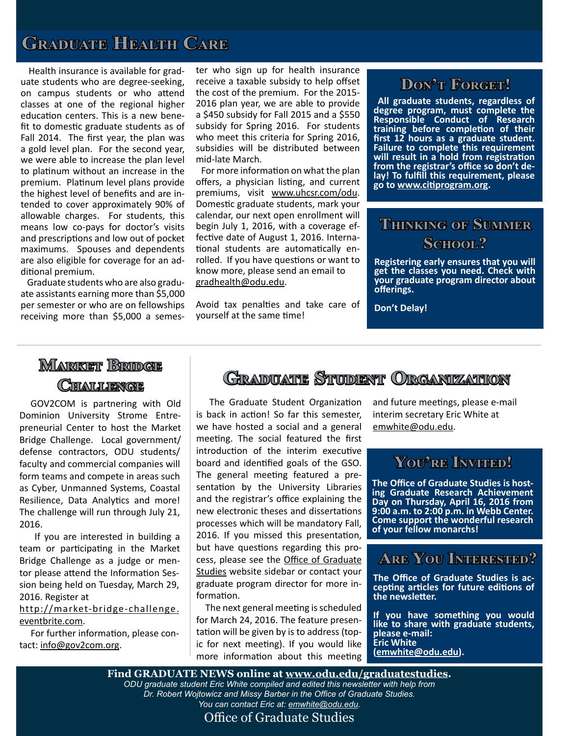# Graduate Health Care

Health insurance is available for graduate students who are degree-seeking, on campus students or who attend classes at one of the regional higher education centers. This is a new benefit to domestic graduate students as of Fall 2014. The first year, the plan was a gold level plan. For the second year, we were able to increase the plan level to platinum without an increase in the premium. Platinum level plans provide the highest level of benefits and are intended to cover approximately 90% of allowable charges. For students, this means low co-pays for doctor's visits and prescriptions and low out of pocket maximums. Spouses and dependents are also eligible for coverage for an additional premium.

Graduate students who are also graduate assistants earning more than $5,000 per semester or who are on fellowships receiving more than $5,000 a semester who sign up for health insurance receive a taxable subsidy to help offset the cost of the premium. For the 2015-2016 plan year, we are able to provide a $450 subsidy for Fall 2015 and a $550 subsidy for Spring 2016. For students who meet this criteria for Spring 2016, subsidies will be distributed between mid-late March.

For more information on what the plan offers, a physician listing, and current premiums, visit www.uhcsr.com/odu. Domestic graduate students, mark your calendar, our next open enrollment will begin July 1, 2016, with a coverage effective date of August 1, 2016. International students are automatically enrolled. If you have questions or want to know more, please send an email to gradhealth@odu.edu.

Avoid tax penalties and take care of yourself at the same time!

## Don't Forget!

**All graduate students, regardless of degree program, must complete the Responsible Conduct of Research training before completion of their first 12 hours as a graduate student. Failure to complete this requirement will result in a hold from registration from the registrar's office so don't delay! To fulfill this requirement, please go to www.citiprogram.org.**

## Thinking of Summer School?

**Registering early ensures that you will get the classes you need. Check with your graduate program director about offerings.**

**Don't Delay!**

# Market Bridge Challenge

GOV2COM is partnering with Old Dominion University Strome Entrepreneurial Center to host the Market Bridge Challenge. Local government/defense contractors, ODU students/faculty and commercial companies will form teams and compete in areas such as Cyber, Unmanned Systems, Coastal Resilience, Data Analytics and more! The challenge will run through July 21, 2016.

If you are interested in building a team or participating in the Market Bridge Challenge as a judge or mentor please attend the Information Session being held on Tuesday, March 29, 2016. Register at http://market-bridge-challenge.eventbrite.com.

For further information, please contact: info@gov2com.org.

# Graduate Student Organization

The Graduate Student Organization is back in action! So far this semester, we have hosted a social and a general meeting. The social featured the first introduction of the interim executive board and identified goals of the GSO. The general meeting featured a presentation by the University Libraries and the registrar's office explaining the new electronic theses and dissertations processes which will be mandatory Fall, 2016. If you missed this presentation, but have questions regarding this process, please see the Office of Graduate Studies website sidebar or contact your graduate program director for more information.

The next general meeting is scheduled for March 24, 2016. The feature presentation will be given by is to address (topic for next meeting). If you would like more information about this meeting and future meetings, please e-mail interim secretary Eric White at emwhite@odu.edu.

## You're Invited!

**The Office of Graduate Studies is hosting Graduate Research Achievement Day on Thursday, April 16, 2016 from 9:00 a.m. to 2:00 p.m. in Webb Center. Come support the wonderful research of your fellow monarchs!**

## Are You Interested?

**The Office of Graduate Studies is accepting articles for future editions of the newsletter.**

**If you have something you would like to share with graduate students, please e-mail:**
**Eric White**
**(emwhite@odu.edu).**

**Find GRADUATE NEWS online at www.odu.edu/graduatestudies.**

*ODU graduate student Eric White compiled and edited this newsletter with help from Dr. Robert Wojtowicz and Missy Barber in the Office of Graduate Studies.*
*You can contact Eric at: emwhite@odu.edu.*

Office of Graduate Studies